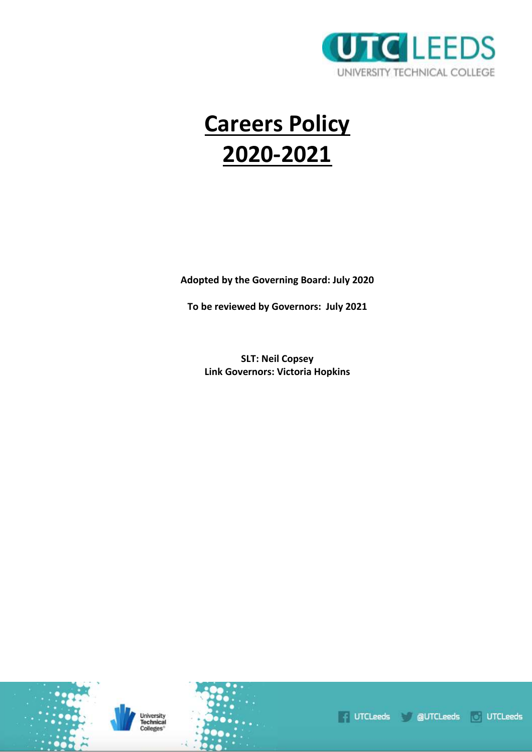# Careers Policy 2020-2021

**Adopted by the Governing Board: July 2020**

**To be reviewed by Governors: July 2021**

**SLT: Neil Copsey**
**Link Governors: Victoria Hopkins**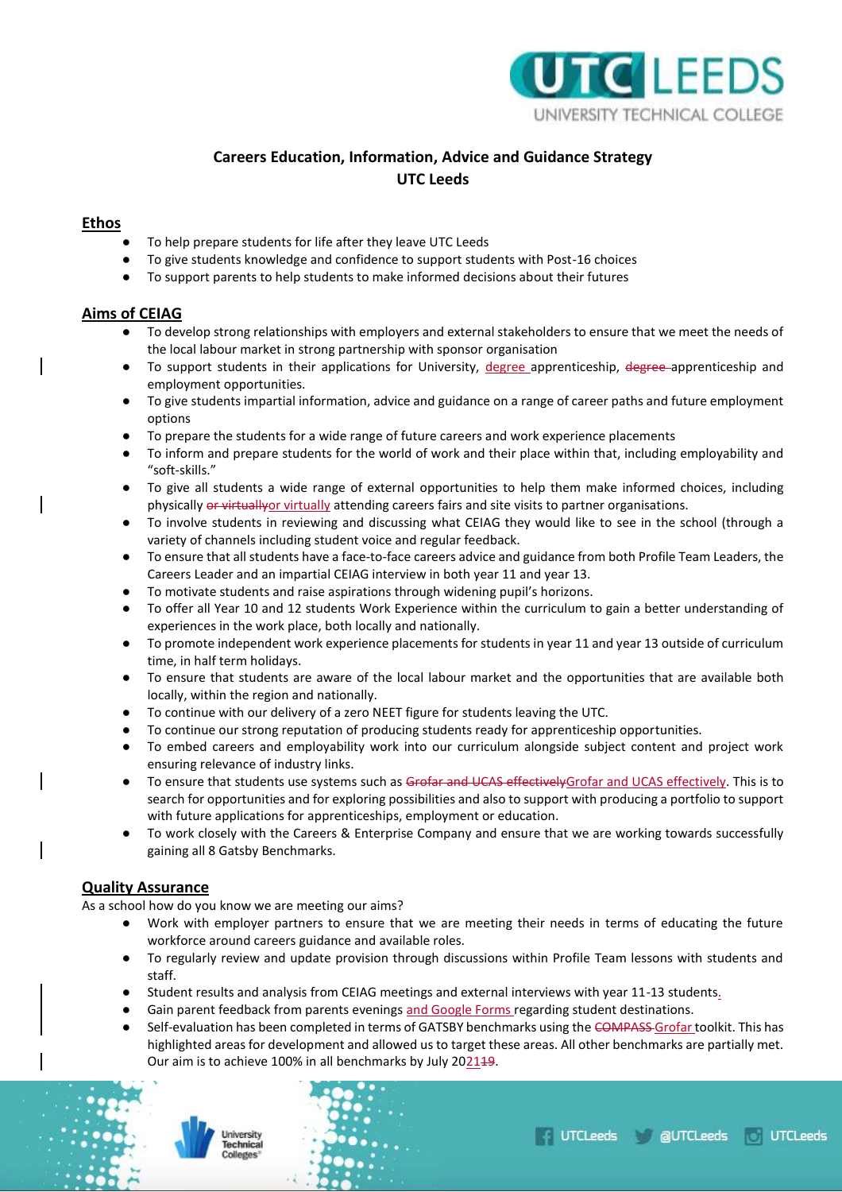**Careers Education, Information, Advice and Guidance Strategy**
**UTC Leeds**

## Ethos

- To help prepare students for life after they leave UTC Leeds
- To give students knowledge and confidence to support students with Post-16 choices
- To support parents to help students to make informed decisions about their futures

## Aims of CEIAG

- To develop strong relationships with employers and external stakeholders to ensure that we meet the needs of the local labour market in strong partnership with sponsor organisation
- To support students in their applications for University, degree apprenticeship, ~~degree~~ apprenticeship and employment opportunities.
- To give students impartial information, advice and guidance on a range of career paths and future employment options
- To prepare the students for a wide range of future careers and work experience placements
- To inform and prepare students for the world of work and their place within that, including employability and "soft-skills."
- To give all students a wide range of external opportunities to help them make informed choices, including physically ~~or virtually~~or virtually attending careers fairs and site visits to partner organisations.
- To involve students in reviewing and discussing what CEIAG they would like to see in the school (through a variety of channels including student voice and regular feedback.
- To ensure that all students have a face-to-face careers advice and guidance from both Profile Team Leaders, the Careers Leader and an impartial CEIAG interview in both year 11 and year 13.
- To motivate students and raise aspirations through widening pupil's horizons.
- To offer all Year 10 and 12 students Work Experience within the curriculum to gain a better understanding of experiences in the work place, both locally and nationally.
- To promote independent work experience placements for students in year 11 and year 13 outside of curriculum time, in half term holidays.
- To ensure that students are aware of the local labour market and the opportunities that are available both locally, within the region and nationally.
- To continue with our delivery of a zero NEET figure for students leaving the UTC.
- To continue our strong reputation of producing students ready for apprenticeship opportunities.
- To embed careers and employability work into our curriculum alongside subject content and project work ensuring relevance of industry links.
- To ensure that students use systems such as ~~Grofar and UCAS effectively~~Grofar and UCAS effectively. This is to search for opportunities and for exploring possibilities and also to support with producing a portfolio to support with future applications for apprenticeships, employment or education.
- To work closely with the Careers & Enterprise Company and ensure that we are working towards successfully gaining all 8 Gatsby Benchmarks.

## Quality Assurance

As a school how do you know we are meeting our aims?

- Work with employer partners to ensure that we are meeting their needs in terms of educating the future workforce around careers guidance and available roles.
- To regularly review and update provision through discussions within Profile Team lessons with students and staff.
- Student results and analysis from CEIAG meetings and external interviews with year 11-13 students.
- Gain parent feedback from parents evenings and Google Forms regarding student destinations.
- Self-evaluation has been completed in terms of GATSBY benchmarks using the ~~COMPASS~~ Grofar toolkit. This has highlighted areas for development and allowed us to target these areas. All other benchmarks are partially met. Our aim is to achieve 100% in all benchmarks by July 2021~~19~~.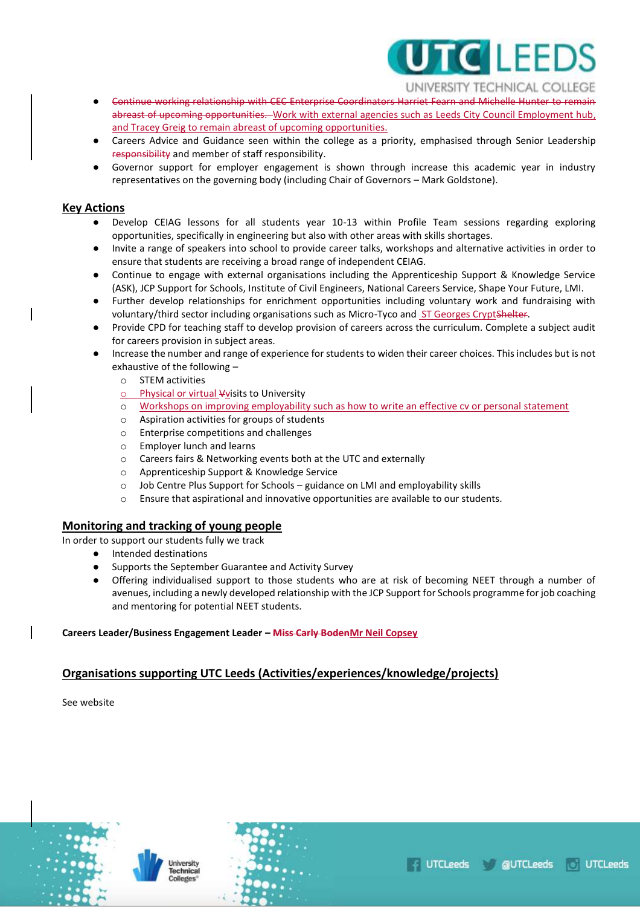- ~~Continue working relationship with CEC Enterprise Coordinators Harriet Fearn and Michelle Hunter to remain abreast of upcoming opportunities.~~ Work with external agencies such as Leeds City Council Employment hub, and Tracey Greig to remain abreast of upcoming opportunities.
- Careers Advice and Guidance seen within the college as a priority, emphasised through Senior Leadership ~~responsibility~~ and member of staff responsibility.
- Governor support for employer engagement is shown through increase this academic year in industry representatives on the governing body (including Chair of Governors – Mark Goldstone).

## Key Actions

- Develop CEIAG lessons for all students year 10-13 within Profile Team sessions regarding exploring opportunities, specifically in engineering but also with other areas with skills shortages.
- Invite a range of speakers into school to provide career talks, workshops and alternative activities in order to ensure that students are receiving a broad range of independent CEIAG.
- Continue to engage with external organisations including the Apprenticeship Support & Knowledge Service (ASK), JCP Support for Schools, Institute of Civil Engineers, National Careers Service, Shape Your Future, LMI.
- Further develop relationships for enrichment opportunities including voluntary work and fundraising with voluntary/third sector including organisations such as Micro-Tyco and ST Georges Crypt~~Shelter~~.
- Provide CPD for teaching staff to develop provision of careers across the curriculum. Complete a subject audit for careers provision in subject areas.
- Increase the number and range of experience for students to widen their career choices. This includes but is not exhaustive of the following –
  - STEM activities
  - Physical or virtual ~~V~~visits to University
  - Workshops on improving employability such as how to write an effective cv or personal statement
  - Aspiration activities for groups of students
  - Enterprise competitions and challenges
  - Employer lunch and learns
  - Careers fairs & Networking events both at the UTC and externally
  - Apprenticeship Support & Knowledge Service
  - Job Centre Plus Support for Schools – guidance on LMI and employability skills
  - Ensure that aspirational and innovative opportunities are available to our students.

## Monitoring and tracking of young people

In order to support our students fully we track

- Intended destinations
- Supports the September Guarantee and Activity Survey
- Offering individualised support to those students who are at risk of becoming NEET through a number of avenues, including a newly developed relationship with the JCP Support for Schools programme for job coaching and mentoring for potential NEET students.

**Careers Leader/Business Engagement Leader – ~~Miss Carly Boden~~Mr Neil Copsey**

## Organisations supporting UTC Leeds (Activities/experiences/knowledge/projects)

See website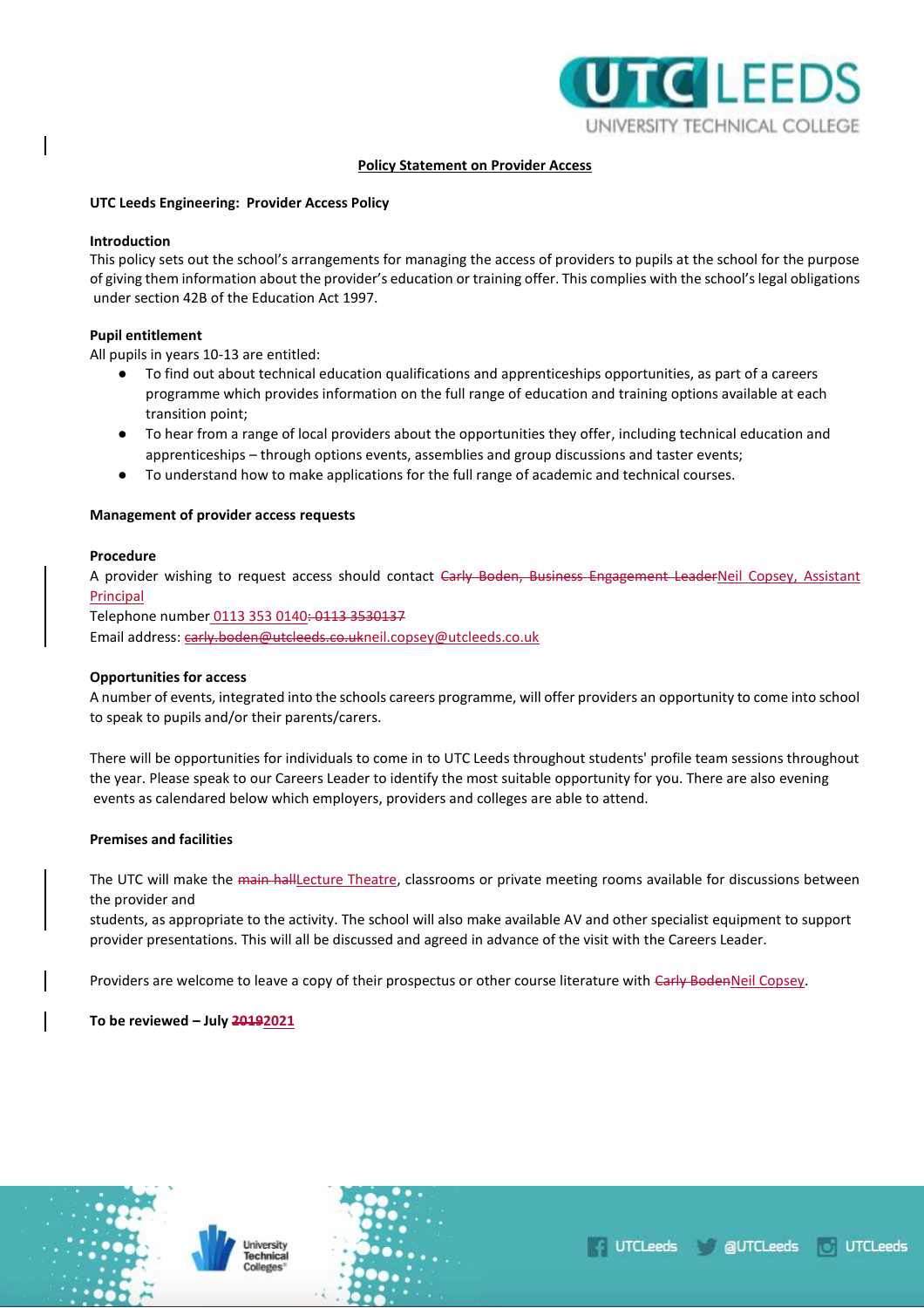**Policy Statement on Provider Access**

**UTC Leeds Engineering: Provider Access Policy**

**Introduction**

This policy sets out the school's arrangements for managing the access of providers to pupils at the school for the purpose of giving them information about the provider's education or training offer. This complies with the school's legal obligations under section 42B of the Education Act 1997.

**Pupil entitlement**

All pupils in years 10-13 are entitled:

- To find out about technical education qualifications and apprenticeships opportunities, as part of a careers programme which provides information on the full range of education and training options available at each transition point;
- To hear from a range of local providers about the opportunities they offer, including technical education and apprenticeships – through options events, assemblies and group discussions and taster events;
- To understand how to make applications for the full range of academic and technical courses.

**Management of provider access requests**

**Procedure**

A provider wishing to request access should contact ~~Carly Boden, Business Engagement Leader~~Neil Copsey, Assistant Principal

Telephone number 0113 353 0140~~: 0113 3530137~~

Email address: ~~carly.boden@utcleeds.co.uk~~neil.copsey@utcleeds.co.uk

**Opportunities for access**

A number of events, integrated into the schools careers programme, will offer providers an opportunity to come into school to speak to pupils and/or their parents/carers.

There will be opportunities for individuals to come in to UTC Leeds throughout students' profile team sessions throughout the year. Please speak to our Careers Leader to identify the most suitable opportunity for you. There are also evening events as calendared below which employers, providers and colleges are able to attend.

**Premises and facilities**

The UTC will make the ~~main hall~~Lecture Theatre, classrooms or private meeting rooms available for discussions between the provider and students, as appropriate to the activity. The school will also make available AV and other specialist equipment to support provider presentations. This will all be discussed and agreed in advance of the visit with the Careers Leader.

Providers are welcome to leave a copy of their prospectus or other course literature with ~~Carly Boden~~Neil Copsey.

**To be reviewed – July ~~2019~~2021**